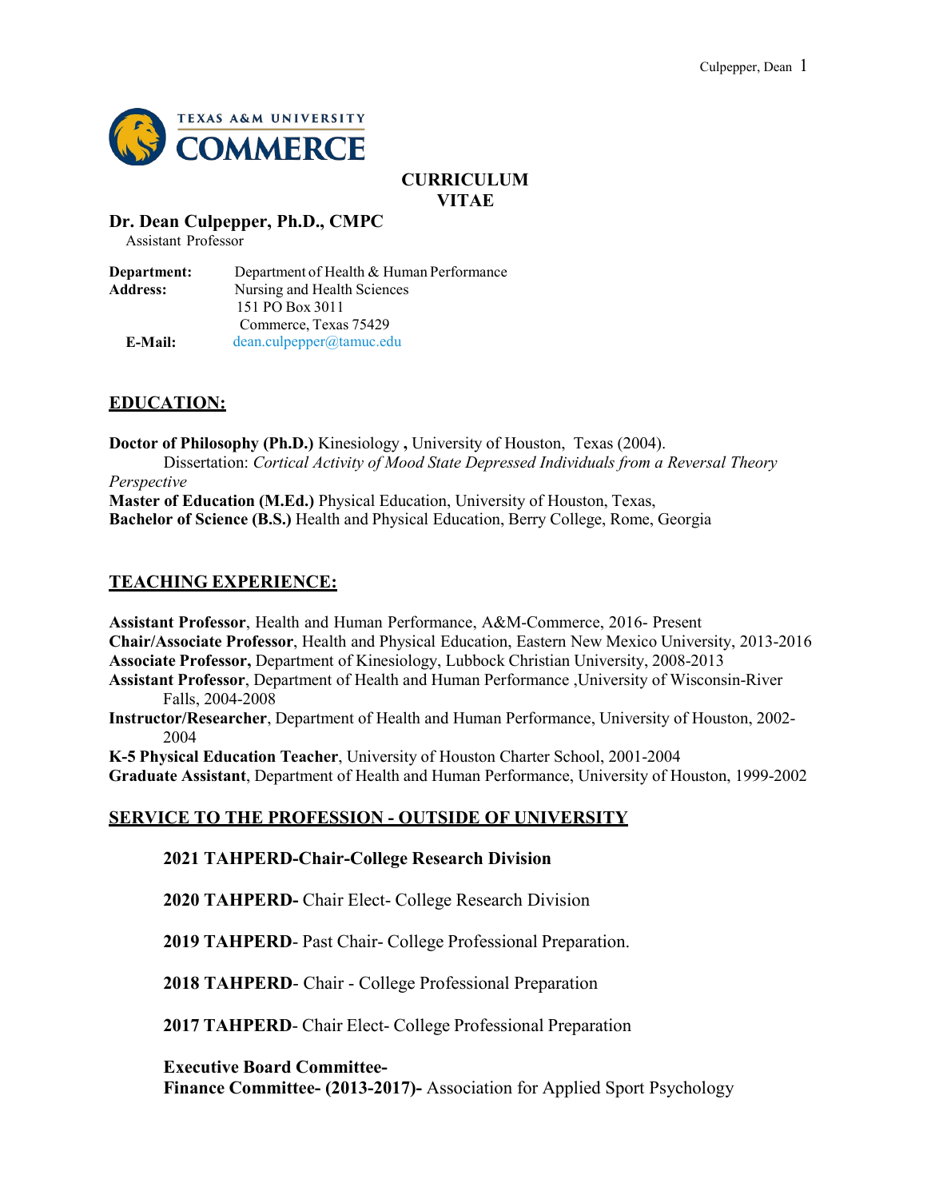# CURRICULUM VITAE

**Dr. Dean Culpepper, Ph.D., CMPC**
Assistant Professor

**Department:** Department of Health & Human Performance
**Address:** Nursing and Health Sciences
151 PO Box 3011
Commerce, Texas 75429
**E-Mail:** dean.culpepper@tamuc.edu

## EDUCATION:

**Doctor of Philosophy (Ph.D.)** Kinesiology **,** University of Houston, Texas (2004).
Dissertation: *Cortical Activity of Mood State Depressed Individuals from a Reversal Theory Perspective*
**Master of Education (M.Ed.)** Physical Education, University of Houston, Texas,
**Bachelor of Science (B.S.)** Health and Physical Education, Berry College, Rome, Georgia

## TEACHING EXPERIENCE:

**Assistant Professor**, Health and Human Performance, A&M-Commerce, 2016- Present
**Chair/Associate Professor**, Health and Physical Education, Eastern New Mexico University, 2013-2016
**Associate Professor,** Department of Kinesiology, Lubbock Christian University, 2008-2013
**Assistant Professor**, Department of Health and Human Performance ,University of Wisconsin-River Falls, 2004-2008
**Instructor/Researcher**, Department of Health and Human Performance, University of Houston, 2002-2004
**K-5 Physical Education Teacher**, University of Houston Charter School, 2001-2004
**Graduate Assistant**, Department of Health and Human Performance, University of Houston, 1999-2002

## SERVICE TO THE PROFESSION - OUTSIDE OF UNIVERSITY

**2021 TAHPERD-Chair-College Research Division**

**2020 TAHPERD-** Chair Elect- College Research Division

**2019 TAHPERD**- Past Chair- College Professional Preparation.

**2018 TAHPERD**- Chair - College Professional Preparation

**2017 TAHPERD**- Chair Elect- College Professional Preparation

**Executive Board Committee-**
**Finance Committee- (2013-2017)-** Association for Applied Sport Psychology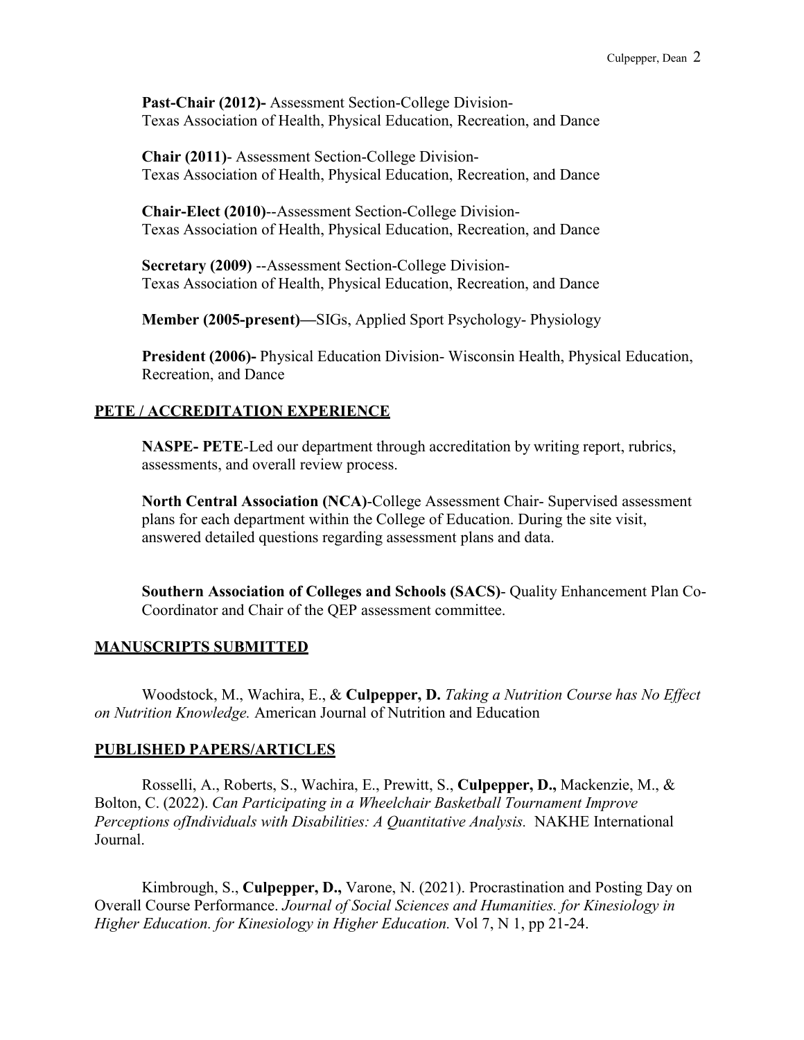**Past-Chair (2012)-** Assessment Section-College Division-
Texas Association of Health, Physical Education, Recreation, and Dance

**Chair (2011)**- Assessment Section-College Division-
Texas Association of Health, Physical Education, Recreation, and Dance

**Chair-Elect (2010)**--Assessment Section-College Division-
Texas Association of Health, Physical Education, Recreation, and Dance

**Secretary (2009)** --Assessment Section-College Division-
Texas Association of Health, Physical Education, Recreation, and Dance

**Member (2005-present)—**SIGs, Applied Sport Psychology- Physiology

**President (2006)-** Physical Education Division- Wisconsin Health, Physical Education, Recreation, and Dance

## PETE / ACCREDITATION EXPERIENCE

**NASPE- PETE**-Led our department through accreditation by writing report, rubrics, assessments, and overall review process.

**North Central Association (NCA)**-College Assessment Chair- Supervised assessment plans for each department within the College of Education. During the site visit, answered detailed questions regarding assessment plans and data.

**Southern Association of Colleges and Schools (SACS)**- Quality Enhancement Plan Co-Coordinator and Chair of the QEP assessment committee.

## MANUSCRIPTS SUBMITTED

Woodstock, M., Wachira, E., & **Culpepper, D.** *Taking a Nutrition Course has No Effect on Nutrition Knowledge.* American Journal of Nutrition and Education

## PUBLISHED PAPERS/ARTICLES

Rosselli, A., Roberts, S., Wachira, E., Prewitt, S., **Culpepper, D.,** Mackenzie, M., & Bolton, C. (2022). *Can Participating in a Wheelchair Basketball Tournament Improve Perceptions ofIndividuals with Disabilities: A Quantitative Analysis.* NAKHE International Journal.

Kimbrough, S., **Culpepper, D.,** Varone, N. (2021). Procrastination and Posting Day on Overall Course Performance. *Journal of Social Sciences and Humanities. for Kinesiology in Higher Education. for Kinesiology in Higher Education.* Vol 7, N 1, pp 21-24.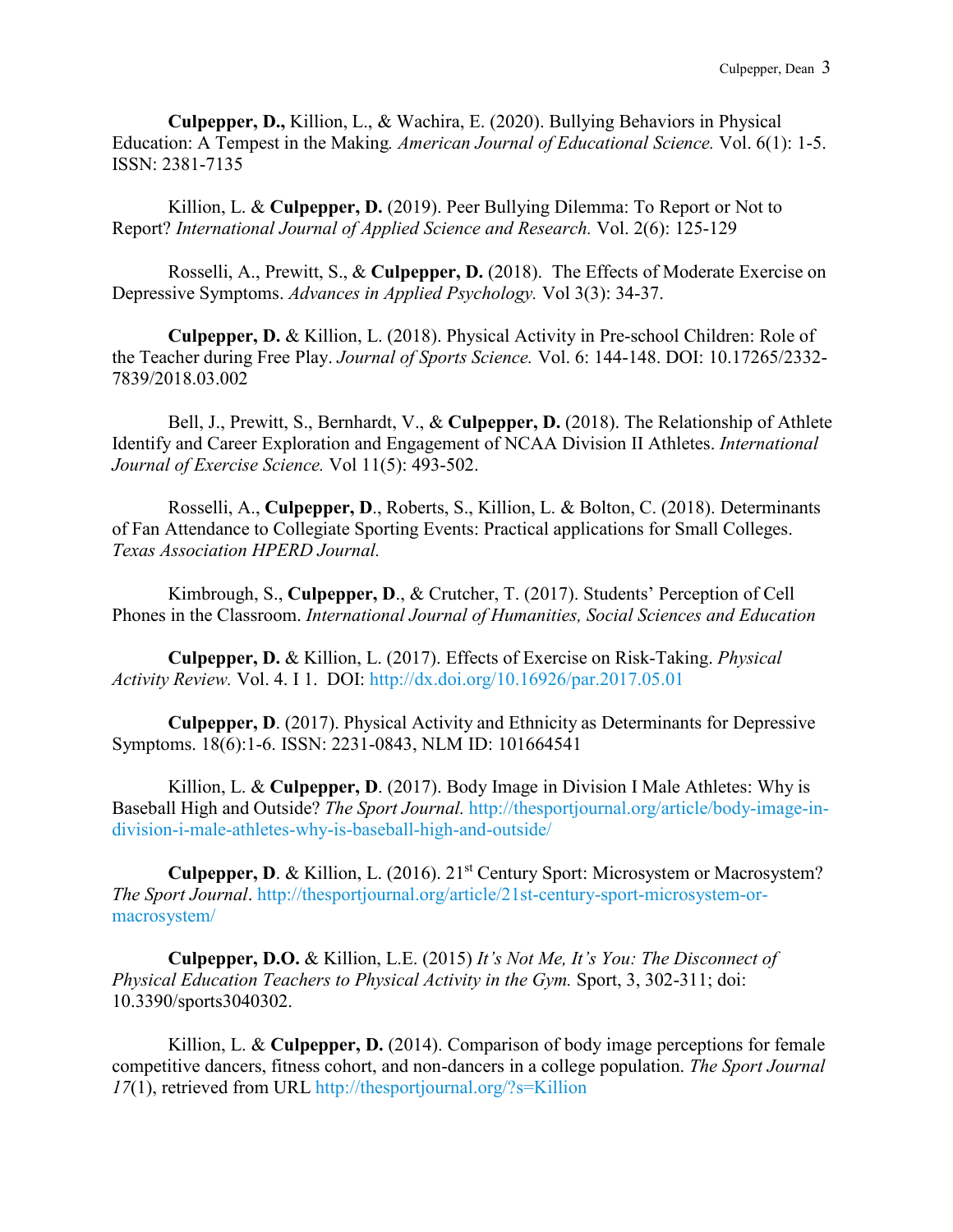**Culpepper, D.,** Killion, L., & Wachira, E. (2020). Bullying Behaviors in Physical Education: A Tempest in the Making. *American Journal of Educational Science.* Vol. 6(1): 1-5. ISSN: 2381-7135

Killion, L. & **Culpepper, D.** (2019). Peer Bullying Dilemma: To Report or Not to Report? *International Journal of Applied Science and Research.* Vol. 2(6): 125-129

Rosselli, A., Prewitt, S., & **Culpepper, D.** (2018). The Effects of Moderate Exercise on Depressive Symptoms. *Advances in Applied Psychology.* Vol 3(3): 34-37.

**Culpepper, D.** & Killion, L. (2018). Physical Activity in Pre-school Children: Role of the Teacher during Free Play. *Journal of Sports Science.* Vol. 6: 144-148. DOI: 10.17265/2332-7839/2018.03.002

Bell, J., Prewitt, S., Bernhardt, V., & **Culpepper, D.** (2018). The Relationship of Athlete Identify and Career Exploration and Engagement of NCAA Division II Athletes. *International Journal of Exercise Science.* Vol 11(5): 493-502.

Rosselli, A., **Culpepper, D**., Roberts, S., Killion, L. & Bolton, C. (2018). Determinants of Fan Attendance to Collegiate Sporting Events: Practical applications for Small Colleges. *Texas Association HPERD Journal.*

Kimbrough, S., **Culpepper, D**., & Crutcher, T. (2017). Students' Perception of Cell Phones in the Classroom. *International Journal of Humanities, Social Sciences and Education*

**Culpepper, D.** & Killion, L. (2017). Effects of Exercise on Risk-Taking. *Physical Activity Review.* Vol. 4. I 1. DOI: http://dx.doi.org/10.16926/par.2017.05.01

**Culpepper, D**. (2017). Physical Activity and Ethnicity as Determinants for Depressive Symptoms. 18(6):1-6. ISSN: 2231-0843, NLM ID: 101664541

Killion, L. & **Culpepper, D**. (2017). Body Image in Division I Male Athletes: Why is Baseball High and Outside? *The Sport Journal.* http://thesportjournal.org/article/body-image-in-division-i-male-athletes-why-is-baseball-high-and-outside/

**Culpepper, D**. & Killion, L. (2016). 21st Century Sport: Microsystem or Macrosystem? *The Sport Journal*. http://thesportjournal.org/article/21st-century-sport-microsystem-or-macrosystem/

**Culpepper, D.O.** & Killion, L.E. (2015) *It's Not Me, It's You: The Disconnect of Physical Education Teachers to Physical Activity in the Gym.* Sport, 3, 302-311; doi: 10.3390/sports3040302.

Killion, L. & **Culpepper, D.** (2014). Comparison of body image perceptions for female competitive dancers, fitness cohort, and non-dancers in a college population. *The Sport Journal 17*(1), retrieved from URL http://thesportjournal.org/?s=Killion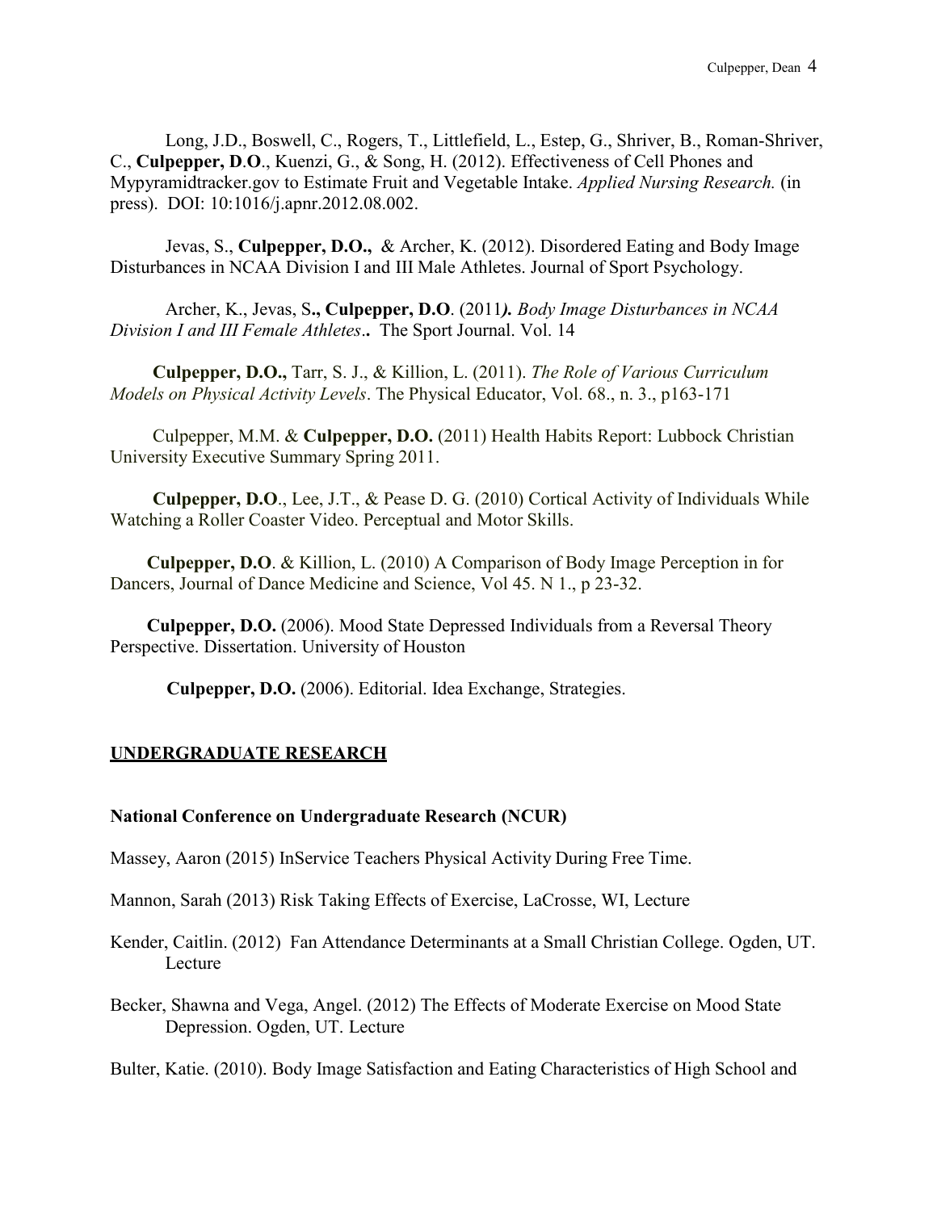Long, J.D., Boswell, C., Rogers, T., Littlefield, L., Estep, G., Shriver, B., Roman-Shriver, C., **Culpepper, D**.**O**., Kuenzi, G., & Song, H. (2012). Effectiveness of Cell Phones and Mypyramidtracker.gov to Estimate Fruit and Vegetable Intake. *Applied Nursing Research.* (in press). DOI: 10:1016/j.apnr.2012.08.002.

Jevas, S., **Culpepper, D.O.,** & Archer, K. (2012). Disordered Eating and Body Image Disturbances in NCAA Division I and III Male Athletes. Journal of Sport Psychology.

Archer, K., Jevas, S**., Culpepper, D.O**. (2011***).*** *Body Image Disturbances in NCAA Division I and III Female Athletes***..** The Sport Journal. Vol. 14

**Culpepper, D.O.,** Tarr, S. J., & Killion, L. (2011). *The Role of Various Curriculum Models on Physical Activity Levels*. The Physical Educator, Vol. 68., n. 3., p163-171

Culpepper, M.M. & **Culpepper, D.O.** (2011) Health Habits Report: Lubbock Christian University Executive Summary Spring 2011.

**Culpepper, D.O**., Lee, J.T., & Pease D. G. (2010) Cortical Activity of Individuals While Watching a Roller Coaster Video. Perceptual and Motor Skills.

**Culpepper, D.O**. & Killion, L. (2010) A Comparison of Body Image Perception in for Dancers, Journal of Dance Medicine and Science, Vol 45. N 1., p 23-32.

**Culpepper, D.O.** (2006). Mood State Depressed Individuals from a Reversal Theory Perspective. Dissertation. University of Houston

**Culpepper, D.O.** (2006). Editorial. Idea Exchange, Strategies.

## UNDERGRADUATE RESEARCH

### National Conference on Undergraduate Research (NCUR)

Massey, Aaron (2015) InService Teachers Physical Activity During Free Time.

Mannon, Sarah (2013) Risk Taking Effects of Exercise, LaCrosse, WI, Lecture

Kender, Caitlin. (2012) Fan Attendance Determinants at a Small Christian College. Ogden, UT. Lecture

Becker, Shawna and Vega, Angel. (2012) The Effects of Moderate Exercise on Mood State Depression. Ogden, UT. Lecture

Bulter, Katie. (2010). Body Image Satisfaction and Eating Characteristics of High School and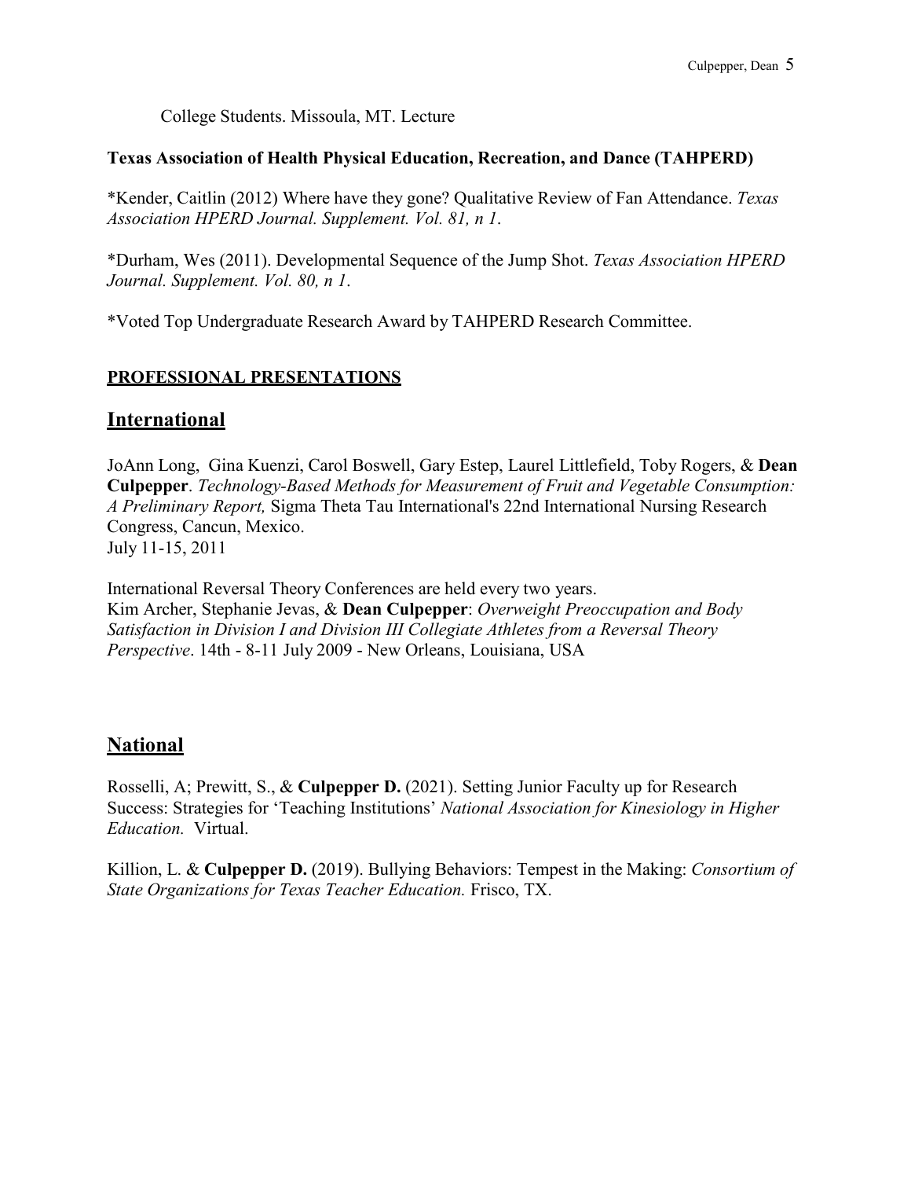College Students. Missoula, MT. Lecture

**Texas Association of Health Physical Education, Recreation, and Dance (TAHPERD)**

*Kender, Caitlin (2012) Where have they gone? Qualitative Review of Fan Attendance. *Texas Association HPERD Journal. Supplement. Vol. 81, n 1*.

*Durham, Wes (2011). Developmental Sequence of the Jump Shot. *Texas Association HPERD Journal. Supplement. Vol. 80, n 1*.

*Voted Top Undergraduate Research Award by TAHPERD Research Committee.

**PROFESSIONAL PRESENTATIONS**

## International

JoAnn Long, Gina Kuenzi, Carol Boswell, Gary Estep, Laurel Littlefield, Toby Rogers, & **Dean Culpepper**. *Technology-Based Methods for Measurement of Fruit and Vegetable Consumption: A Preliminary Report,* Sigma Theta Tau International's 22nd International Nursing Research Congress, Cancun, Mexico.
July 11-15, 2011

International Reversal Theory Conferences are held every two years.
Kim Archer, Stephanie Jevas, & **Dean Culpepper**: *Overweight Preoccupation and Body Satisfaction in Division I and Division III Collegiate Athletes from a Reversal Theory Perspective*. 14th - 8-11 July 2009 - New Orleans, Louisiana, USA

## National

Rosselli, A; Prewitt, S., & **Culpepper D.** (2021). Setting Junior Faculty up for Research Success: Strategies for 'Teaching Institutions' *National Association for Kinesiology in Higher Education.* Virtual.

Killion, L. & **Culpepper D.** (2019). Bullying Behaviors: Tempest in the Making: *Consortium of State Organizations for Texas Teacher Education.* Frisco, TX.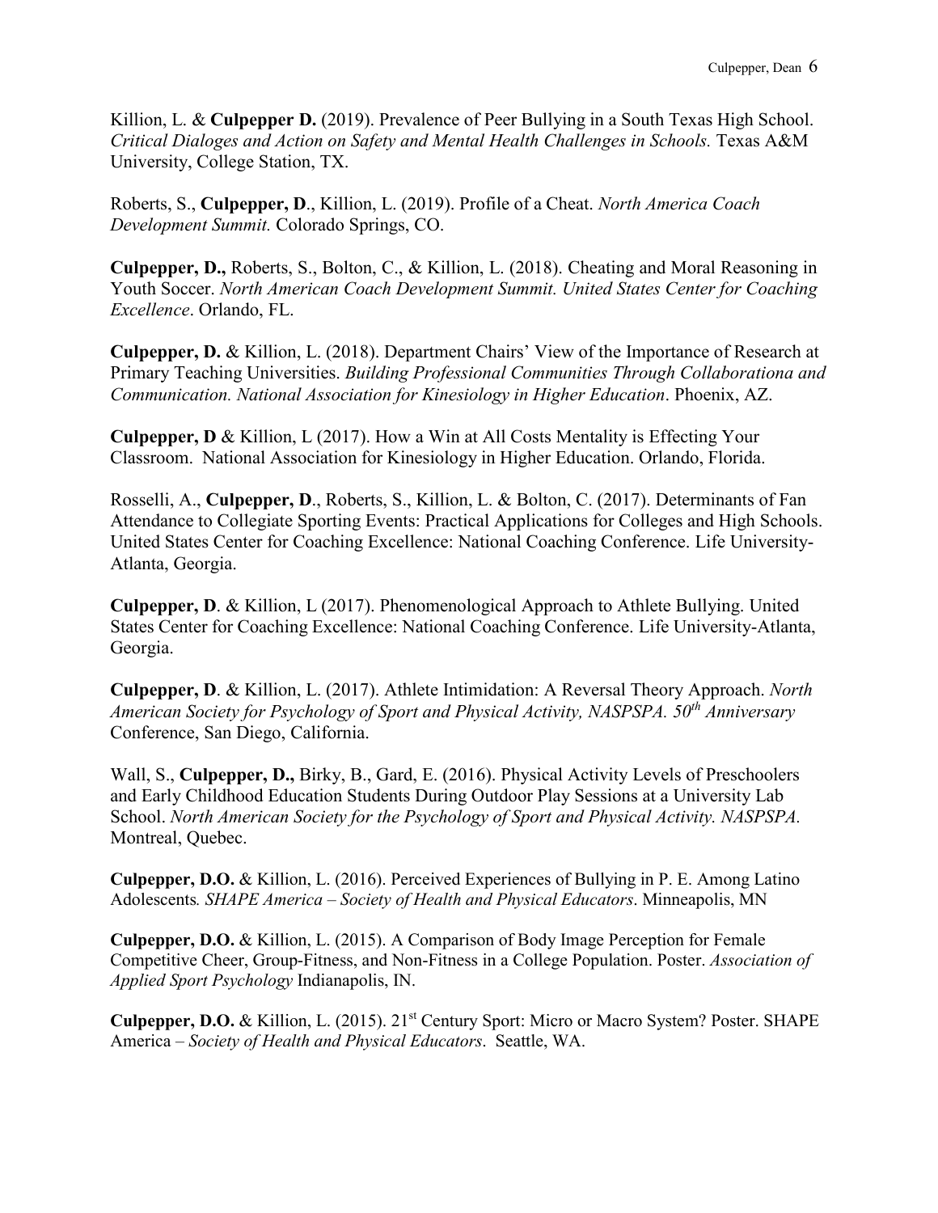Killion, L. & **Culpepper D.** (2019). Prevalence of Peer Bullying in a South Texas High School. *Critical Dialoges and Action on Safety and Mental Health Challenges in Schools.* Texas A&M University, College Station, TX.

Roberts, S., **Culpepper, D**., Killion, L. (2019). Profile of a Cheat. *North America Coach Development Summit.* Colorado Springs, CO.

**Culpepper, D.,** Roberts, S., Bolton, C., & Killion, L. (2018). Cheating and Moral Reasoning in Youth Soccer. *North American Coach Development Summit. United States Center for Coaching Excellence*. Orlando, FL.

**Culpepper, D.** & Killion, L. (2018). Department Chairs' View of the Importance of Research at Primary Teaching Universities. *Building Professional Communities Through Collaborationa and Communication. National Association for Kinesiology in Higher Education*. Phoenix, AZ.

**Culpepper, D** & Killion, L (2017). How a Win at All Costs Mentality is Effecting Your Classroom. National Association for Kinesiology in Higher Education. Orlando, Florida.

Rosselli, A., **Culpepper, D**., Roberts, S., Killion, L. & Bolton, C. (2017). Determinants of Fan Attendance to Collegiate Sporting Events: Practical Applications for Colleges and High Schools. United States Center for Coaching Excellence: National Coaching Conference. Life University-Atlanta, Georgia.

**Culpepper, D**. & Killion, L (2017). Phenomenological Approach to Athlete Bullying. United States Center for Coaching Excellence: National Coaching Conference. Life University-Atlanta, Georgia.

**Culpepper, D**. & Killion, L. (2017). Athlete Intimidation: A Reversal Theory Approach. *North American Society for Psychology of Sport and Physical Activity, NASPSPA. 50th Anniversary* Conference, San Diego, California.

Wall, S., **Culpepper, D.,** Birky, B., Gard, E. (2016). Physical Activity Levels of Preschoolers and Early Childhood Education Students During Outdoor Play Sessions at a University Lab School. *North American Society for the Psychology of Sport and Physical Activity. NASPSPA.* Montreal, Quebec.

**Culpepper, D.O.** & Killion, L. (2016). Perceived Experiences of Bullying in P. E. Among Latino Adolescents*. SHAPE America – Society of Health and Physical Educators*. Minneapolis, MN

**Culpepper, D.O.** & Killion, L. (2015). A Comparison of Body Image Perception for Female Competitive Cheer, Group-Fitness, and Non-Fitness in a College Population. Poster. *Association of Applied Sport Psychology* Indianapolis, IN.

**Culpepper, D.O.** & Killion, L. (2015). 21st Century Sport: Micro or Macro System? Poster. SHAPE America – *Society of Health and Physical Educators*. Seattle, WA.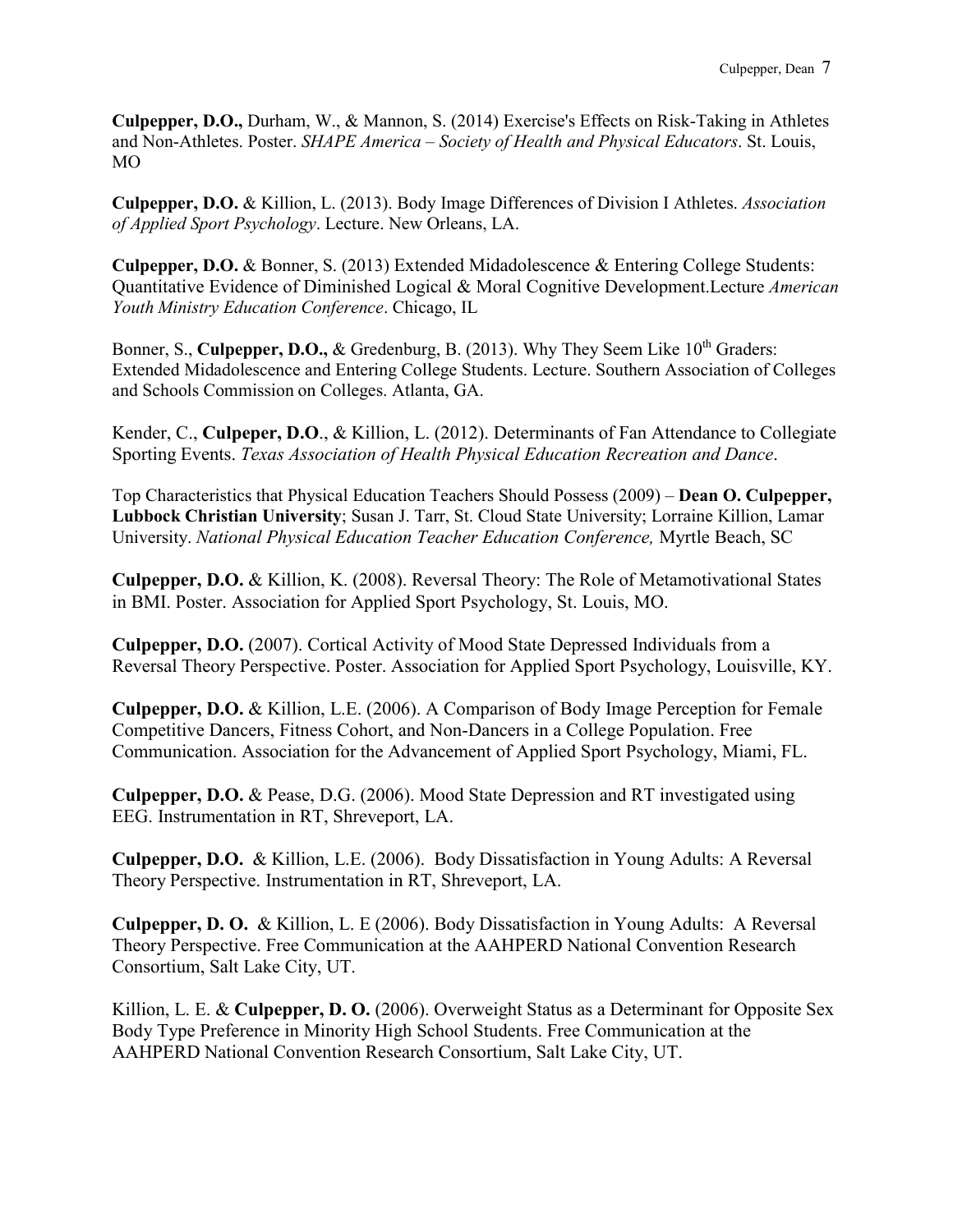**Culpepper, D.O.,** Durham, W., & Mannon, S. (2014) Exercise's Effects on Risk-Taking in Athletes and Non-Athletes. Poster. *SHAPE America – Society of Health and Physical Educators*. St. Louis, MO

**Culpepper, D.O.** & Killion, L. (2013). Body Image Differences of Division I Athletes. *Association of Applied Sport Psychology*. Lecture. New Orleans, LA.

**Culpepper, D.O.** & Bonner, S. (2013) Extended Midadolescence & Entering College Students: Quantitative Evidence of Diminished Logical & Moral Cognitive Development.Lecture *American Youth Ministry Education Conference*. Chicago, IL

Bonner, S., **Culpepper, D.O.,** & Gredenburg, B. (2013). Why They Seem Like 10th Graders: Extended Midadolescence and Entering College Students. Lecture. Southern Association of Colleges and Schools Commission on Colleges. Atlanta, GA.

Kender, C., **Culpeper, D.O**., & Killion, L. (2012). Determinants of Fan Attendance to Collegiate Sporting Events. *Texas Association of Health Physical Education Recreation and Dance*.

Top Characteristics that Physical Education Teachers Should Possess (2009) – **Dean O. Culpepper, Lubbock Christian University**; Susan J. Tarr, St. Cloud State University; Lorraine Killion, Lamar University. *National Physical Education Teacher Education Conference,* Myrtle Beach, SC

**Culpepper, D.O.** & Killion, K. (2008). Reversal Theory: The Role of Metamotivational States in BMI. Poster. Association for Applied Sport Psychology, St. Louis, MO.

**Culpepper, D.O.** (2007). Cortical Activity of Mood State Depressed Individuals from a Reversal Theory Perspective. Poster. Association for Applied Sport Psychology, Louisville, KY.

**Culpepper, D.O.** & Killion, L.E. (2006). A Comparison of Body Image Perception for Female Competitive Dancers, Fitness Cohort, and Non-Dancers in a College Population. Free Communication. Association for the Advancement of Applied Sport Psychology, Miami, FL.

**Culpepper, D.O.** & Pease, D.G. (2006). Mood State Depression and RT investigated using EEG. Instrumentation in RT, Shreveport, LA.

**Culpepper, D.O.** & Killion, L.E. (2006). Body Dissatisfaction in Young Adults: A Reversal Theory Perspective. Instrumentation in RT, Shreveport, LA.

**Culpepper, D. O.** & Killion, L. E (2006). Body Dissatisfaction in Young Adults: A Reversal Theory Perspective. Free Communication at the AAHPERD National Convention Research Consortium, Salt Lake City, UT.

Killion, L. E. & **Culpepper, D. O.** (2006). Overweight Status as a Determinant for Opposite Sex Body Type Preference in Minority High School Students. Free Communication at the AAHPERD National Convention Research Consortium, Salt Lake City, UT.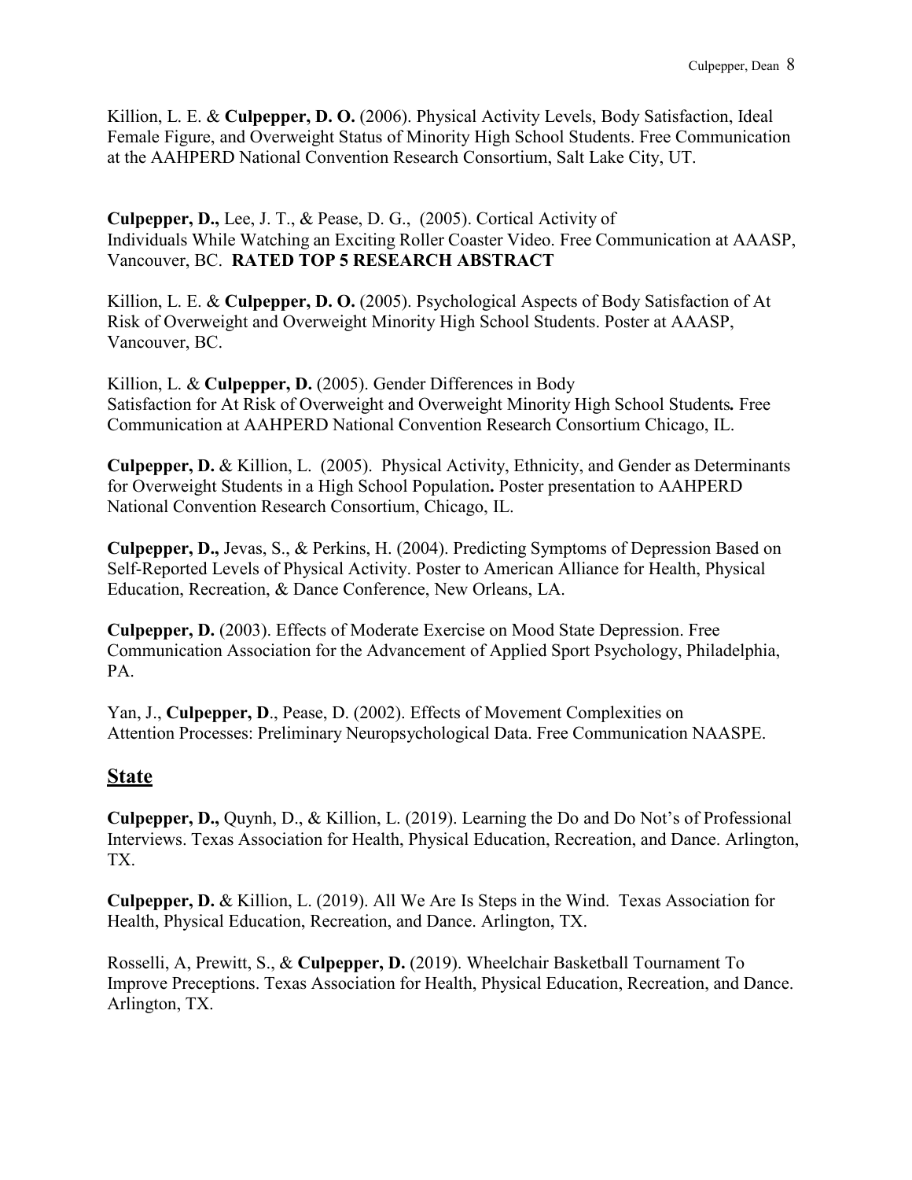Killion, L. E. & **Culpepper, D. O.** (2006). Physical Activity Levels, Body Satisfaction, Ideal Female Figure, and Overweight Status of Minority High School Students. Free Communication at the AAHPERD National Convention Research Consortium, Salt Lake City, UT.

**Culpepper, D.,** Lee, J. T., & Pease, D. G., (2005). Cortical Activity of Individuals While Watching an Exciting Roller Coaster Video. Free Communication at AAASP, Vancouver, BC. **RATED TOP 5 RESEARCH ABSTRACT**

Killion, L. E. & **Culpepper, D. O.** (2005). Psychological Aspects of Body Satisfaction of At Risk of Overweight and Overweight Minority High School Students. Poster at AAASP, Vancouver, BC.

Killion, L. & **Culpepper, D.** (2005). Gender Differences in Body Satisfaction for At Risk of Overweight and Overweight Minority High School Students*.* Free Communication at AAHPERD National Convention Research Consortium Chicago, IL.

**Culpepper, D.** & Killion, L. (2005). Physical Activity, Ethnicity, and Gender as Determinants for Overweight Students in a High School Population**.** Poster presentation to AAHPERD National Convention Research Consortium, Chicago, IL.

**Culpepper, D.,** Jevas, S., & Perkins, H. (2004). Predicting Symptoms of Depression Based on Self-Reported Levels of Physical Activity. Poster to American Alliance for Health, Physical Education, Recreation, & Dance Conference, New Orleans, LA.

**Culpepper, D.** (2003). Effects of Moderate Exercise on Mood State Depression. Free Communication Association for the Advancement of Applied Sport Psychology, Philadelphia, PA.

Yan, J., **Culpepper, D**., Pease, D. (2002). Effects of Movement Complexities on Attention Processes: Preliminary Neuropsychological Data. Free Communication NAASPE.

## State

**Culpepper, D.,** Quynh, D., & Killion, L. (2019). Learning the Do and Do Not's of Professional Interviews. Texas Association for Health, Physical Education, Recreation, and Dance. Arlington, TX.

**Culpepper, D.** & Killion, L. (2019). All We Are Is Steps in the Wind. Texas Association for Health, Physical Education, Recreation, and Dance. Arlington, TX.

Rosselli, A, Prewitt, S., & **Culpepper, D.** (2019). Wheelchair Basketball Tournament To Improve Preceptions. Texas Association for Health, Physical Education, Recreation, and Dance. Arlington, TX.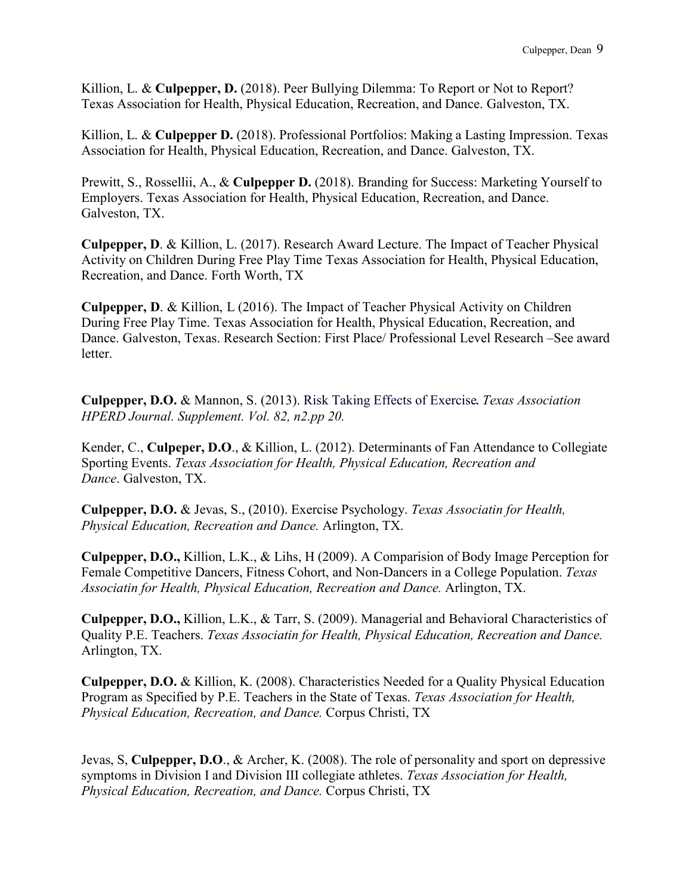Killion, L. & **Culpepper, D.** (2018). Peer Bullying Dilemma: To Report or Not to Report? Texas Association for Health, Physical Education, Recreation, and Dance. Galveston, TX.

Killion, L. & **Culpepper D.** (2018). Professional Portfolios: Making a Lasting Impression. Texas Association for Health, Physical Education, Recreation, and Dance. Galveston, TX.

Prewitt, S., Rossellii, A., & **Culpepper D.** (2018). Branding for Success: Marketing Yourself to Employers. Texas Association for Health, Physical Education, Recreation, and Dance. Galveston, TX.

**Culpepper, D**. & Killion, L. (2017). Research Award Lecture. The Impact of Teacher Physical Activity on Children During Free Play Time Texas Association for Health, Physical Education, Recreation, and Dance. Forth Worth, TX

**Culpepper, D**. & Killion, L (2016). The Impact of Teacher Physical Activity on Children During Free Play Time. Texas Association for Health, Physical Education, Recreation, and Dance. Galveston, Texas. Research Section: First Place/ Professional Level Research –See award letter.

**Culpepper, D.O.** & Mannon, S. (2013). Risk Taking Effects of Exercise. *Texas Association HPERD Journal. Supplement. Vol. 82, n2.pp 20.*

Kender, C., **Culpeper, D.O**., & Killion, L. (2012). Determinants of Fan Attendance to Collegiate Sporting Events. *Texas Association for Health, Physical Education, Recreation and Dance*. Galveston, TX.

**Culpepper, D.O.** & Jevas, S., (2010). Exercise Psychology. *Texas Associatin for Health, Physical Education, Recreation and Dance.* Arlington, TX.

**Culpepper, D.O.,** Killion, L.K., & Lihs, H (2009). A Comparision of Body Image Perception for Female Competitive Dancers, Fitness Cohort, and Non-Dancers in a College Population. *Texas Associatin for Health, Physical Education, Recreation and Dance.* Arlington, TX.

**Culpepper, D.O.,** Killion, L.K., & Tarr, S. (2009). Managerial and Behavioral Characteristics of Quality P.E. Teachers. *Texas Associatin for Health, Physical Education, Recreation and Dance.* Arlington, TX.

**Culpepper, D.O.** & Killion, K. (2008). Characteristics Needed for a Quality Physical Education Program as Specified by P.E. Teachers in the State of Texas. *Texas Association for Health, Physical Education, Recreation, and Dance.* Corpus Christi, TX

Jevas, S, **Culpepper, D.O**., & Archer, K. (2008). The role of personality and sport on depressive symptoms in Division I and Division III collegiate athletes. *Texas Association for Health, Physical Education, Recreation, and Dance.* Corpus Christi, TX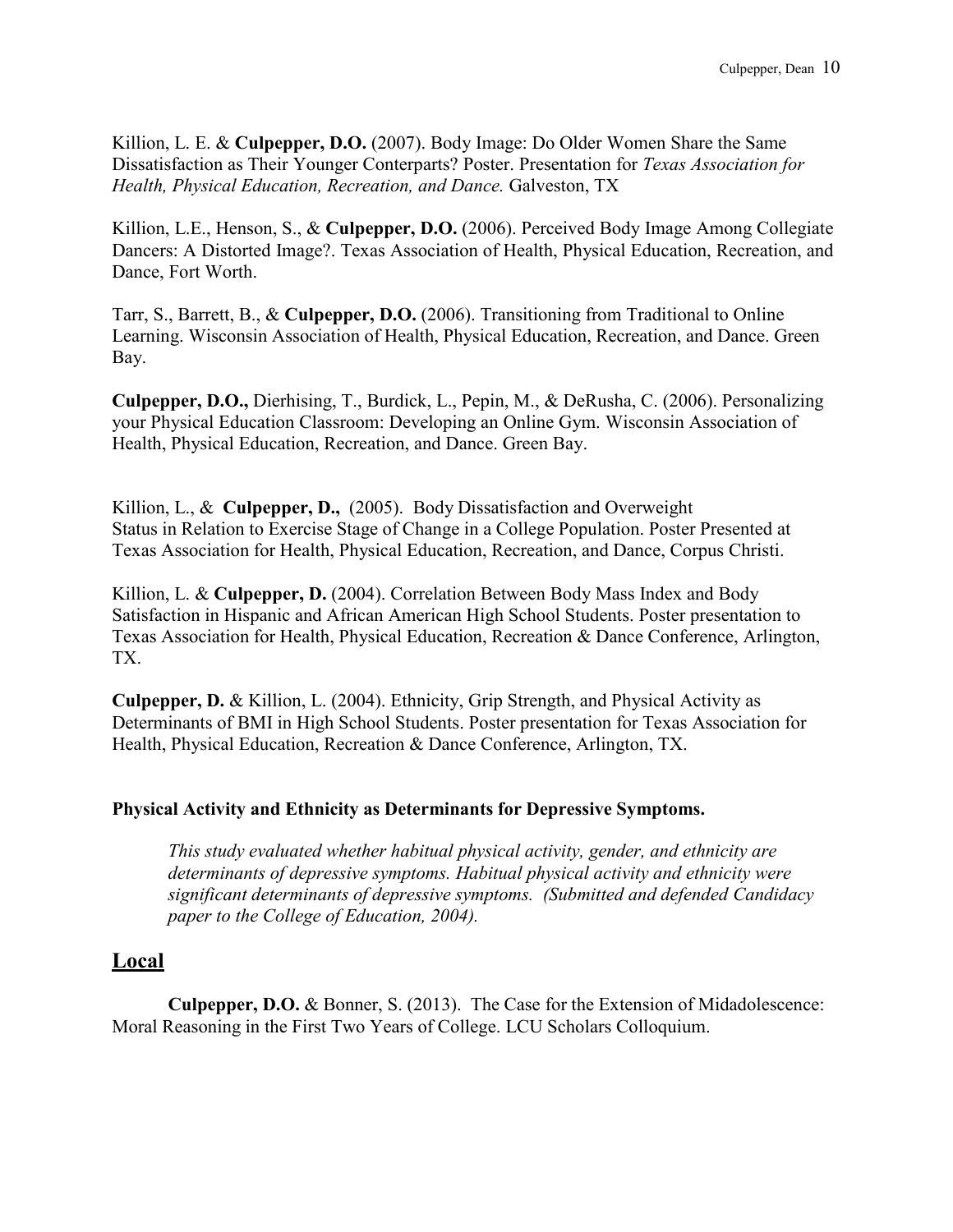Killion, L. E. & **Culpepper, D.O.** (2007). Body Image: Do Older Women Share the Same Dissatisfaction as Their Younger Conterparts? Poster. Presentation for *Texas Association for Health, Physical Education, Recreation, and Dance.* Galveston, TX

Killion, L.E., Henson, S., & **Culpepper, D.O.** (2006). Perceived Body Image Among Collegiate Dancers: A Distorted Image?. Texas Association of Health, Physical Education, Recreation, and Dance, Fort Worth.

Tarr, S., Barrett, B., & **Culpepper, D.O.** (2006). Transitioning from Traditional to Online Learning. Wisconsin Association of Health, Physical Education, Recreation, and Dance. Green Bay.

**Culpepper, D.O.,** Dierhising, T., Burdick, L., Pepin, M., & DeRusha, C. (2006). Personalizing your Physical Education Classroom: Developing an Online Gym. Wisconsin Association of Health, Physical Education, Recreation, and Dance. Green Bay.

Killion, L., & **Culpepper, D.,** (2005). Body Dissatisfaction and Overweight Status in Relation to Exercise Stage of Change in a College Population. Poster Presented at Texas Association for Health, Physical Education, Recreation, and Dance, Corpus Christi.

Killion, L. & **Culpepper, D.** (2004). Correlation Between Body Mass Index and Body Satisfaction in Hispanic and African American High School Students. Poster presentation to Texas Association for Health, Physical Education, Recreation & Dance Conference, Arlington, TX.

**Culpepper, D.** & Killion, L. (2004). Ethnicity, Grip Strength, and Physical Activity as Determinants of BMI in High School Students. Poster presentation for Texas Association for Health, Physical Education, Recreation & Dance Conference, Arlington, TX.

**Physical Activity and Ethnicity as Determinants for Depressive Symptoms.**

> *This study evaluated whether habitual physical activity, gender, and ethnicity are determinants of depressive symptoms. Habitual physical activity and ethnicity were significant determinants of depressive symptoms. (Submitted and defended Candidacy paper to the College of Education, 2004).*

## Local

**Culpepper, D.O.** & Bonner, S. (2013). The Case for the Extension of Midadolescence: Moral Reasoning in the First Two Years of College. LCU Scholars Colloquium.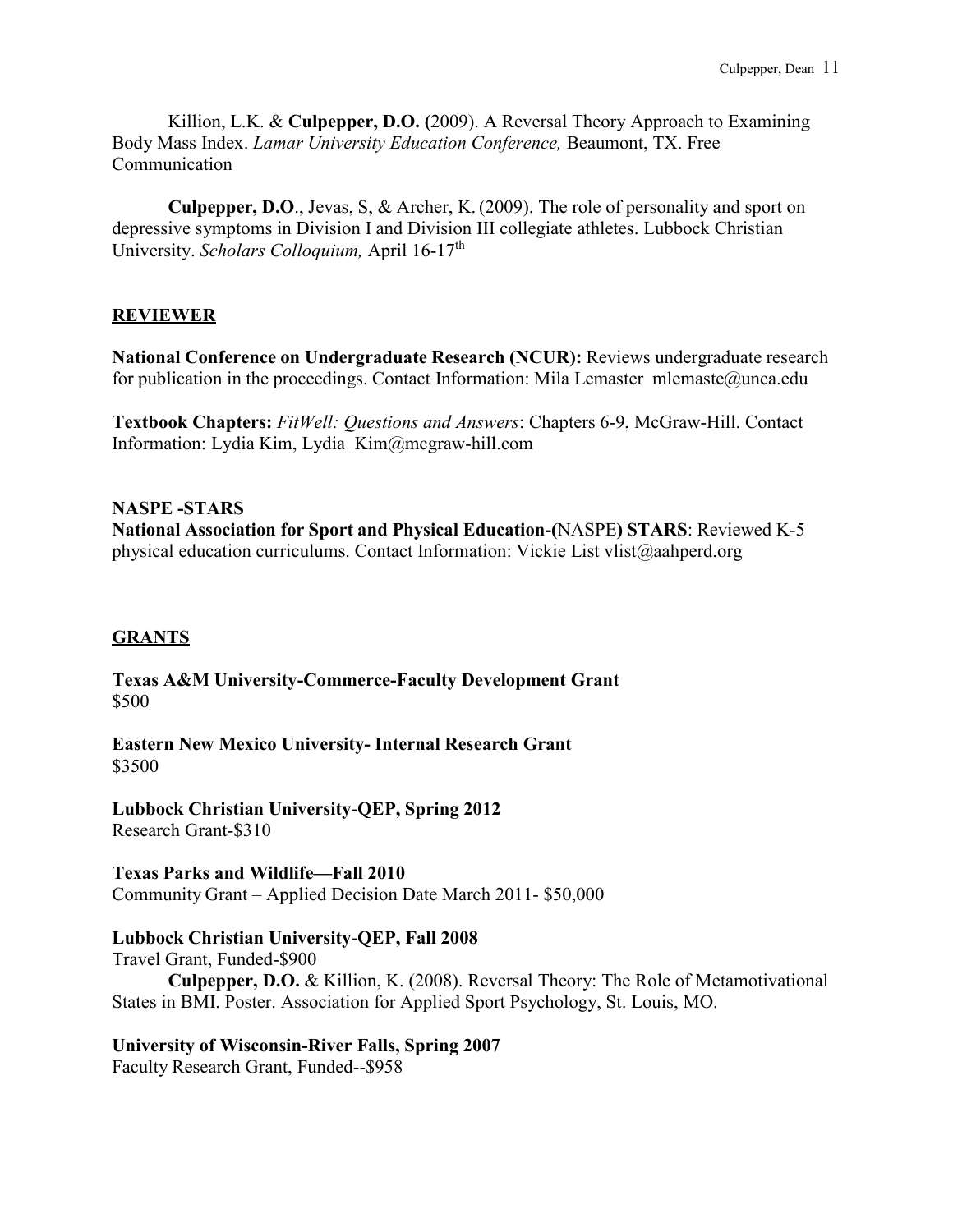Killion, L.K. & **Culpepper, D.O. (**2009). A Reversal Theory Approach to Examining Body Mass Index. *Lamar University Education Conference,* Beaumont, TX. Free Communication

**Culpepper, D.O**., Jevas, S, & Archer, K. (2009). The role of personality and sport on depressive symptoms in Division I and Division III collegiate athletes. Lubbock Christian University. *Scholars Colloquium,* April 16-17th

## REVIEWER

**National Conference on Undergraduate Research (NCUR):** Reviews undergraduate research for publication in the proceedings. Contact Information: Mila Lemaster mlemaste@unca.edu

**Textbook Chapters:** *FitWell: Questions and Answers*: Chapters 6-9, McGraw-Hill. Contact Information: Lydia Kim, Lydia_Kim@mcgraw-hill.com

**NASPE -STARS**
**National Association for Sport and Physical Education-(**NASPE**) STARS**: Reviewed K-5 physical education curriculums. Contact Information: Vickie List vlist@aahperd.org

## GRANTS

**Texas A&M University-Commerce-Faculty Development Grant**
$500

**Eastern New Mexico University- Internal Research Grant**
$3500

**Lubbock Christian University-QEP, Spring 2012**
Research Grant-$310

**Texas Parks and Wildlife—Fall 2010**
Community Grant – Applied Decision Date March 2011- $50,000

**Lubbock Christian University-QEP, Fall 2008**
Travel Grant, Funded-$900
**Culpepper, D.O.** & Killion, K. (2008). Reversal Theory: The Role of Metamotivational States in BMI. Poster. Association for Applied Sport Psychology, St. Louis, MO.

**University of Wisconsin-River Falls, Spring 2007**
Faculty Research Grant, Funded--$958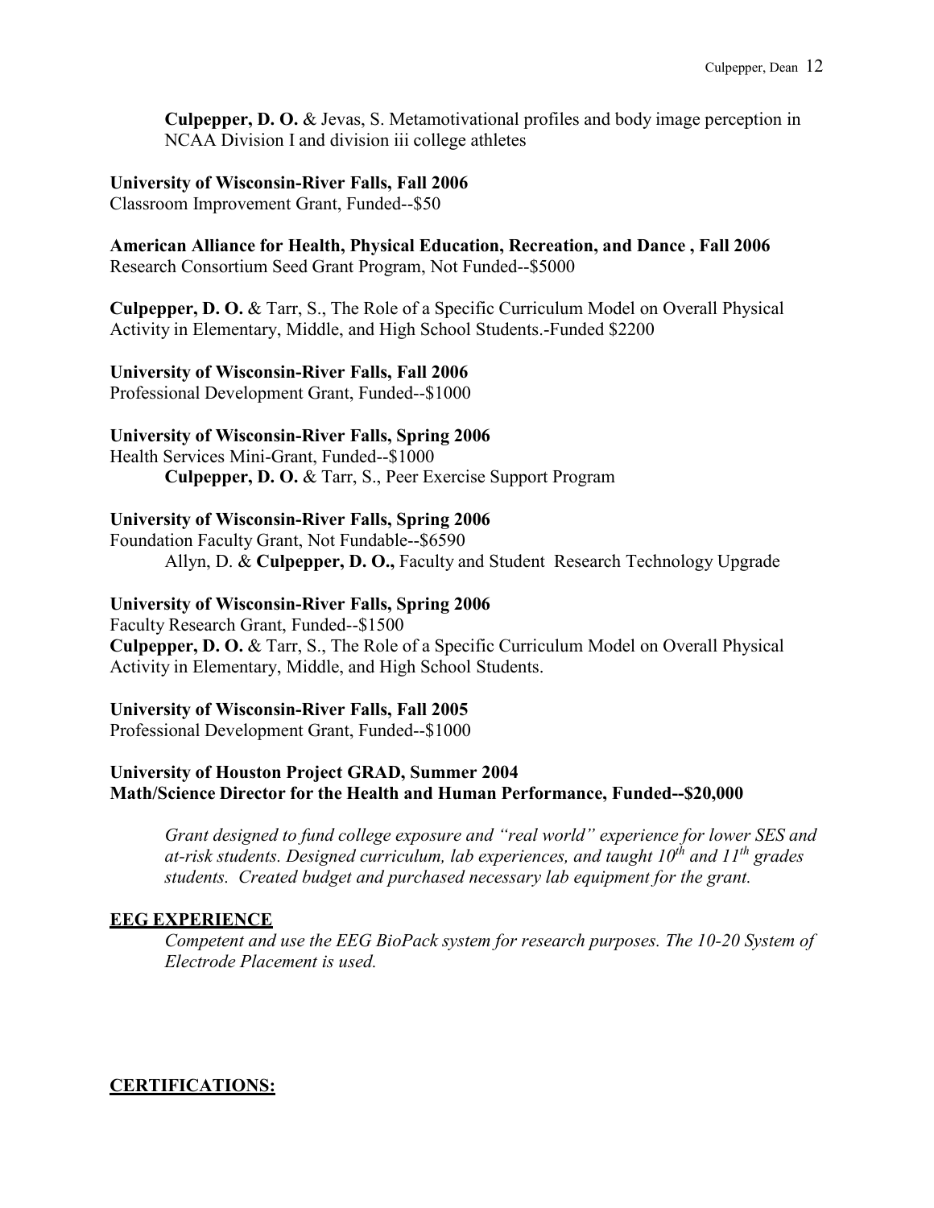**Culpepper, D. O.** & Jevas, S. Metamotivational profiles and body image perception in NCAA Division I and division iii college athletes

**University of Wisconsin-River Falls, Fall 2006**
Classroom Improvement Grant, Funded--$50

**American Alliance for Health, Physical Education, Recreation, and Dance , Fall 2006**
Research Consortium Seed Grant Program, Not Funded--$5000

**Culpepper, D. O.** & Tarr, S., The Role of a Specific Curriculum Model on Overall Physical Activity in Elementary, Middle, and High School Students.-Funded $2200

**University of Wisconsin-River Falls, Fall 2006**
Professional Development Grant, Funded--$1000

**University of Wisconsin-River Falls, Spring 2006**
Health Services Mini-Grant, Funded--$1000
**Culpepper, D. O.** & Tarr, S., Peer Exercise Support Program

**University of Wisconsin-River Falls, Spring 2006**
Foundation Faculty Grant, Not Fundable--$6590
Allyn, D. & **Culpepper, D. O.,** Faculty and Student Research Technology Upgrade

**University of Wisconsin-River Falls, Spring 2006**
Faculty Research Grant, Funded--$1500
**Culpepper, D. O.** & Tarr, S., The Role of a Specific Curriculum Model on Overall Physical Activity in Elementary, Middle, and High School Students.

**University of Wisconsin-River Falls, Fall 2005**
Professional Development Grant, Funded--$1000

**University of Houston Project GRAD, Summer 2004**
**Math/Science Director for the Health and Human Performance, Funded--$20,000**

*Grant designed to fund college exposure and "real world" experience for lower SES and at-risk students. Designed curriculum, lab experiences, and taught 10th and 11th grades students. Created budget and purchased necessary lab equipment for the grant.*

## EEG EXPERIENCE

*Competent and use the EEG BioPack system for research purposes. The 10-20 System of Electrode Placement is used.*

## CERTIFICATIONS: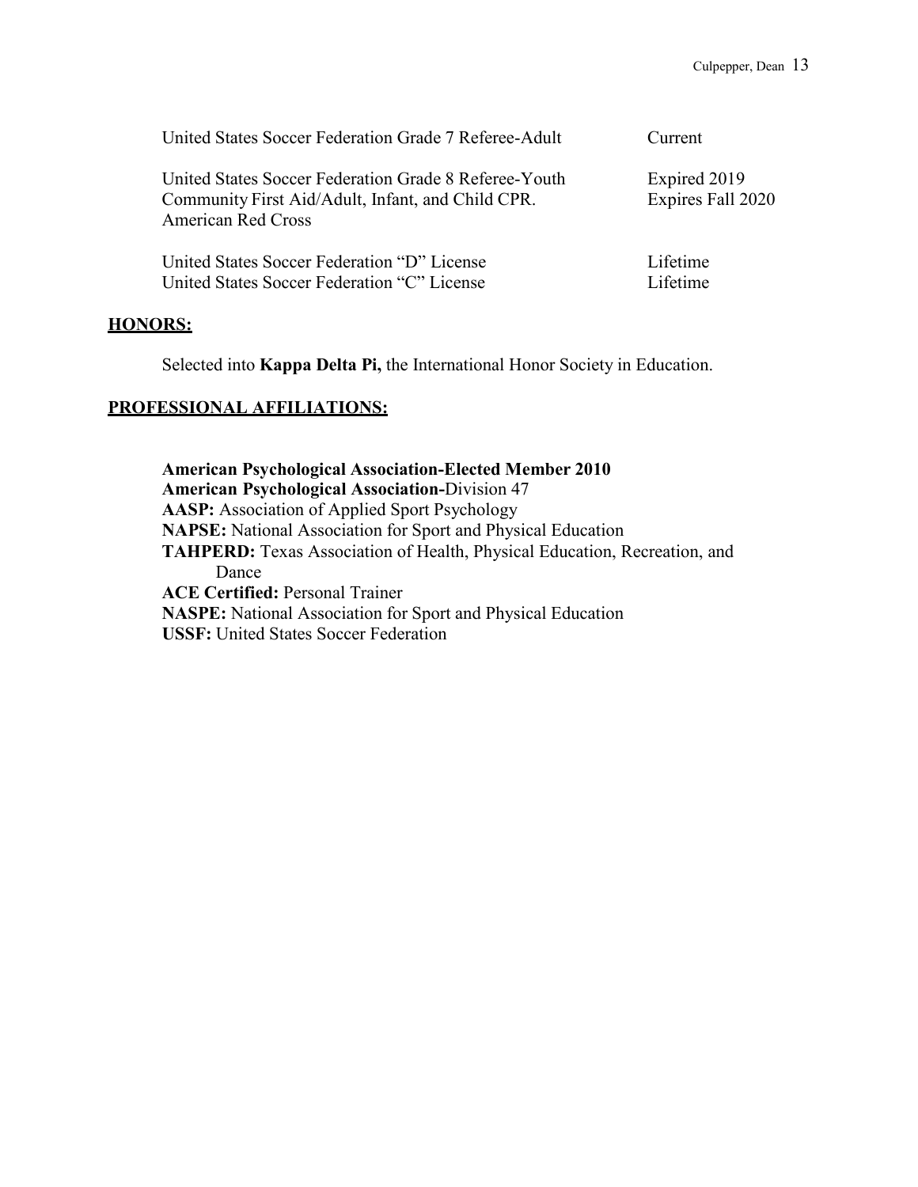| | |
|---|---|
| United States Soccer Federation Grade 7 Referee-Adult | Current |
| United States Soccer Federation Grade 8 Referee-Youth | Expired 2019 |
| Community First Aid/Adult, Infant, and Child CPR. American Red Cross | Expires Fall 2020 |
| United States Soccer Federation "D" License | Lifetime |
| United States Soccer Federation "C" License | Lifetime |

## HONORS:

Selected into **Kappa Delta Pi,** the International Honor Society in Education.

## PROFESSIONAL AFFILIATIONS:

**American Psychological Association-Elected Member 2010**
**American Psychological Association-**Division 47
**AASP:** Association of Applied Sport Psychology
**NAPSE:** National Association for Sport and Physical Education
**TAHPERD:** Texas Association of Health, Physical Education, Recreation, and Dance
**ACE Certified:** Personal Trainer
**NASPE:** National Association for Sport and Physical Education
**USSF:** United States Soccer Federation